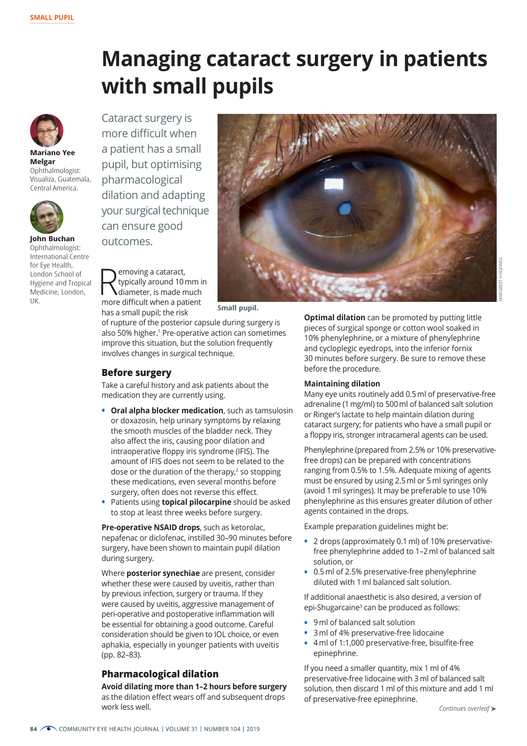# Managing cataract surgery in patients with small pupils

**Mariano Yee Melgar**
Ophthalmologist: Visualiza, Guatemala, Central America.

**John Buchan**
Ophthalmologist: International Centre for Eye Health, London School of Hygiene and Tropical Medicine, London, UK.

Cataract surgery is more difficult when a patient has a small pupil, but optimising pharmacological dilation and adapting your surgical technique can ensure good outcomes.

Small pupil.

Removing a cataract, typically around 10 mm in diameter, is made much more difficult when a patient has a small pupil; the risk of rupture of the posterior capsule during surgery is also 50% higher.[1] Pre-operative action can sometimes improve this situation, but the solution frequently involves changes in surgical technique.

## Before surgery

Take a careful history and ask patients about the medication they are currently using.

- **Oral alpha blocker medication**, such as tamsulosin or doxazosin, help urinary symptoms by relaxing the smooth muscles of the bladder neck. They also affect the iris, causing poor dilation and intraoperative floppy iris syndrome (IFIS). The amount of IFIS does not seem to be related to the dose or the duration of the therapy,[2] so stopping these medications, even several months before surgery, often does not reverse this effect.
- Patients using **topical pilocarpine** should be asked to stop at least three weeks before surgery.

**Pre-operative NSAID drops**, such as ketorolac, nepafenac or diclofenac, instilled 30–90 minutes before surgery, have been shown to maintain pupil dilation during surgery.

Where **posterior synechiae** are present, consider whether these were caused by uveitis, rather than by previous infection, surgery or trauma. If they were caused by uveitis, aggressive management of peri-operative and postoperative inflammation will be essential for obtaining a good outcome. Careful consideration should be given to IOL choice, or even aphakia, especially in younger patients with uveitis (pp. 82–83).

## Pharmacological dilation

**Avoid dilating more than 1–2 hours before surgery** as the dilation effect wears off and subsequent drops work less well.

**Optimal dilation** can be promoted by putting little pieces of surgical sponge or cotton wool soaked in 10% phenylephrine, or a mixture of phenylephrine and cycloplegic eyedrops, into the inferior fornix 30 minutes before surgery. Be sure to remove these before the procedure.

### Maintaining dilation

Many eye units routinely add 0.5 ml of preservative-free adrenaline (1 mg/ml) to 500 ml of balanced salt solution or Ringer's lactate to help maintain dilation during cataract surgery; for patients who have a small pupil or a floppy iris, stronger intracameral agents can be used.

Phenylephrine (prepared from 2.5% or 10% preservative-free drops) can be prepared with concentrations ranging from 0.5% to 1.5%. Adequate mixing of agents must be ensured by using 2.5 ml or 5 ml syringes only (avoid 1 ml syringes). It may be preferable to use 10% phenylephrine as this ensures greater dilution of other agents contained in the drops.

Example preparation guidelines might be:

- 2 drops (approximately 0.1 ml) of 10% preservative-free phenylephrine added to 1–2 ml of balanced salt solution, or
- 0.5 ml of 2.5% preservative-free phenylephrine diluted with 1 ml balanced salt solution.

If additional anaesthetic is also desired, a version of epi-Shugarcaine[3] can be produced as follows:

- 9 ml of balanced salt solution
- 3 ml of 4% preservative-free lidocaine
- 4 ml of 1:1,000 preservative-free, bisulfite-free epinephrine.

If you need a smaller quantity, mix 1 ml of 4% preservative-free lidocaine with 3 ml of balanced salt solution, then discard 1 ml of this mixture and add 1 ml of preservative-free epinephrine.

*Continues overleaf* ➤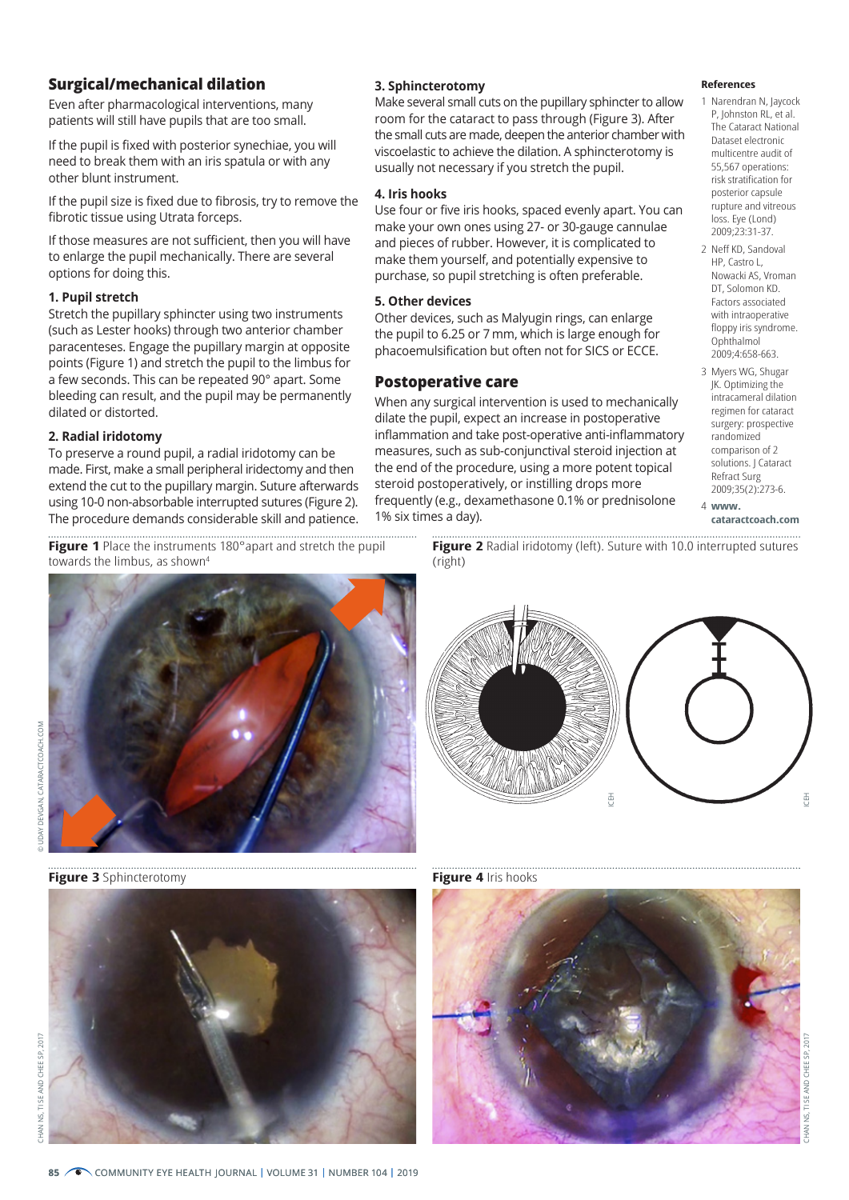## Surgical/mechanical dilation

Even after pharmacological interventions, many patients will still have pupils that are too small.

If the pupil is fixed with posterior synechiae, you will need to break them with an iris spatula or with any other blunt instrument.

If the pupil size is fixed due to fibrosis, try to remove the fibrotic tissue using Utrata forceps.

If those measures are not sufficient, then you will have to enlarge the pupil mechanically. There are several options for doing this.

### 1. Pupil stretch

Stretch the pupillary sphincter using two instruments (such as Lester hooks) through two anterior chamber paracenteses. Engage the pupillary margin at opposite points (Figure 1) and stretch the pupil to the limbus for a few seconds. This can be repeated 90° apart. Some bleeding can result, and the pupil may be permanently dilated or distorted.

### 2. Radial iridotomy

To preserve a round pupil, a radial iridotomy can be made. First, make a small peripheral iridectomy and then extend the cut to the pupillary margin. Suture afterwards using 10-0 non-absorbable interrupted sutures (Figure 2). The procedure demands considerable skill and patience.

### 3. Sphincterotomy

Make several small cuts on the pupillary sphincter to allow room for the cataract to pass through (Figure 3). After the small cuts are made, deepen the anterior chamber with viscoelastic to achieve the dilation. A sphincterotomy is usually not necessary if you stretch the pupil.

### 4. Iris hooks

Use four or five iris hooks, spaced evenly apart. You can make your own ones using 27- or 30-gauge cannulae and pieces of rubber. However, it is complicated to make them yourself, and potentially expensive to purchase, so pupil stretching is often preferable.

### 5. Other devices

Other devices, such as Malyugin rings, can enlarge the pupil to 6.25 or 7 mm, which is large enough for phacoemulsification but often not for SICS or ECCE.

## Postoperative care

When any surgical intervention is used to mechanically dilate the pupil, expect an increase in postoperative inflammation and take post-operative anti-inflammatory measures, such as sub-conjunctival steroid injection at the end of the procedure, using a more potent topical steroid postoperatively, or instilling drops more frequently (e.g., dexamethasone 0.1% or prednisolone 1% six times a day).

### References

1. Narendran N, Jaycock P, Johnston RL, et al. The Cataract National Dataset electronic multicentre audit of 55,567 operations: risk stratification for posterior capsule rupture and vitreous loss. Eye (Lond) 2009;23:31-37.
2. Neff KD, Sandoval HP, Castro L, Nowacki AS, Vroman DT, Solomon KD. Factors associated with intraoperative floppy iris syndrome. Ophthalmol 2009;4:658-663.
3. Myers WG, Shugar JK. Optimizing the intracameral dilation regimen for cataract surgery: prospective randomized comparison of 2 solutions. J Cataract Refract Surg 2009;35(2):273-6.
4. **www.cataractcoach.com**

**Figure 1** Place the instruments 180° apart and stretch the pupil towards the limbus, as shown[4]

© UDAY DEVGAN, CATARACTCOACH.COM

**Figure 2** Radial iridotomy (left). Suture with 10.0 interrupted sutures (right)

ICEH

ICEH

**Figure 3** Sphincterotomy

CHAN NS, TISE AND CHEE SP, 2017

**Figure 4** Iris hooks

CHAN NS, TISE AND CHEE SP, 2017